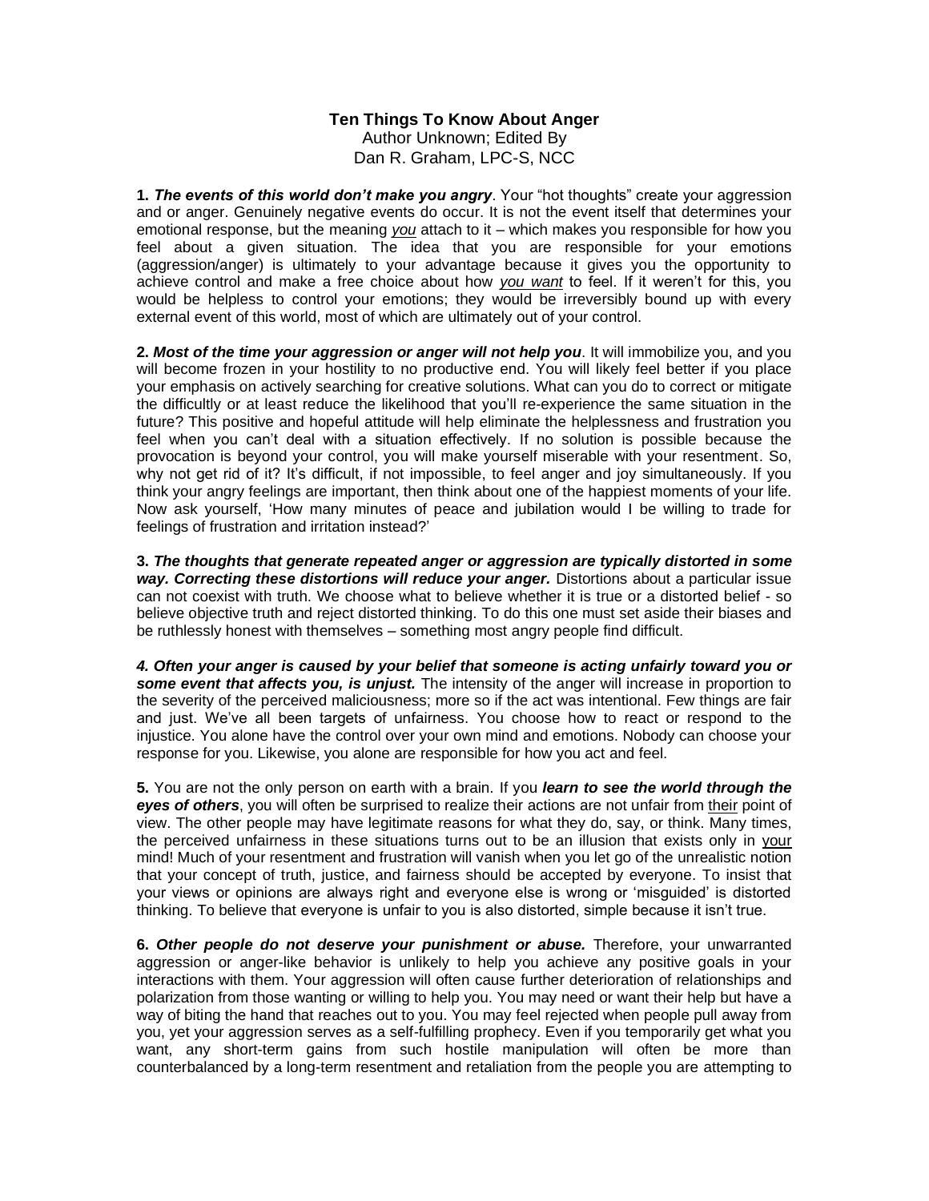# Ten Things To Know About Anger

Author Unknown; Edited By
Dan R. Graham, LPC-S, NCC

**1.** ***The events of this world don't make you angry***. Your "hot thoughts" create your aggression and or anger. Genuinely negative events do occur. It is not the event itself that determines your emotional response, but the meaning ***you*** attach to it – which makes you responsible for how you feel about a given situation. The idea that you are responsible for your emotions (aggression/anger) is ultimately to your advantage because it gives you the opportunity to achieve control and make a free choice about how ***you want*** to feel. If it weren't for this, you would be helpless to control your emotions; they would be irreversibly bound up with every external event of this world, most of which are ultimately out of your control.

**2.** ***Most of the time your aggression or anger will not help you***. It will immobilize you, and you will become frozen in your hostility to no productive end. You will likely feel better if you place your emphasis on actively searching for creative solutions. What can you do to correct or mitigate the difficultly or at least reduce the likelihood that you'll re-experience the same situation in the future? This positive and hopeful attitude will help eliminate the helplessness and frustration you feel when you can't deal with a situation effectively. If no solution is possible because the provocation is beyond your control, you will make yourself miserable with your resentment. So, why not get rid of it? It's difficult, if not impossible, to feel anger and joy simultaneously. If you think your angry feelings are important, then think about one of the happiest moments of your life. Now ask yourself, 'How many minutes of peace and jubilation would I be willing to trade for feelings of frustration and irritation instead?'

**3.** ***The thoughts that generate repeated anger or aggression are typically distorted in some way. Correcting these distortions will reduce your anger.*** Distortions about a particular issue can not coexist with truth. We choose what to believe whether it is true or a distorted belief - so believe objective truth and reject distorted thinking. To do this one must set aside their biases and be ruthlessly honest with themselves – something most angry people find difficult.

***4. Often your anger is caused by your belief that someone is acting unfairly toward you or some event that affects you, is unjust.*** The intensity of the anger will increase in proportion to the severity of the perceived maliciousness; more so if the act was intentional. Few things are fair and just. We've all been targets of unfairness. You choose how to react or respond to the injustice. You alone have the control over your own mind and emotions. Nobody can choose your response for you. Likewise, you alone are responsible for how you act and feel.

**5.** You are not the only person on earth with a brain. If you ***learn to see the world through the eyes of others***, you will often be surprised to realize their actions are not unfair from their point of view. The other people may have legitimate reasons for what they do, say, or think. Many times, the perceived unfairness in these situations turns out to be an illusion that exists only in your mind! Much of your resentment and frustration will vanish when you let go of the unrealistic notion that your concept of truth, justice, and fairness should be accepted by everyone. To insist that your views or opinions are always right and everyone else is wrong or 'misguided' is distorted thinking. To believe that everyone is unfair to you is also distorted, simple because it isn't true.

**6.** ***Other people do not deserve your punishment or abuse.*** Therefore, your unwarranted aggression or anger-like behavior is unlikely to help you achieve any positive goals in your interactions with them. Your aggression will often cause further deterioration of relationships and polarization from those wanting or willing to help you. You may need or want their help but have a way of biting the hand that reaches out to you. You may feel rejected when people pull away from you, yet your aggression serves as a self-fulfilling prophecy. Even if you temporarily get what you want, any short-term gains from such hostile manipulation will often be more than counterbalanced by a long-term resentment and retaliation from the people you are attempting to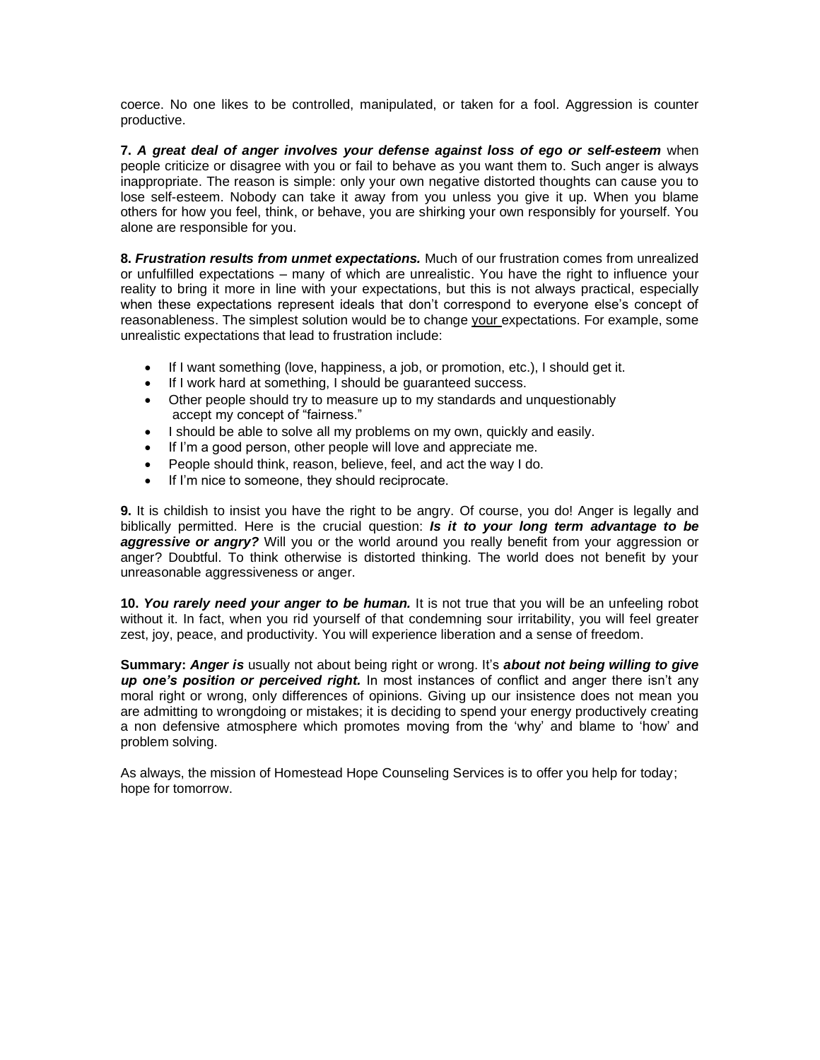coerce. No one likes to be controlled, manipulated, or taken for a fool. Aggression is counter productive.

**7. *A great deal of anger involves your defense against loss of ego or self-esteem*** when people criticize or disagree with you or fail to behave as you want them to. Such anger is always inappropriate. The reason is simple: only your own negative distorted thoughts can cause you to lose self-esteem. Nobody can take it away from you unless you give it up. When you blame others for how you feel, think, or behave, you are shirking your own responsibly for yourself. You alone are responsible for you.

**8. *Frustration results from unmet expectations.*** Much of our frustration comes from unrealized or unfulfilled expectations – many of which are unrealistic. You have the right to influence your reality to bring it more in line with your expectations, but this is not always practical, especially when these expectations represent ideals that don't correspond to everyone else's concept of reasonableness. The simplest solution would be to change <u>your</u> expectations. For example, some unrealistic expectations that lead to frustration include:

- If I want something (love, happiness, a job, or promotion, etc.), I should get it.
- If I work hard at something, I should be guaranteed success.
- Other people should try to measure up to my standards and unquestionably accept my concept of "fairness."
- I should be able to solve all my problems on my own, quickly and easily.
- If I'm a good person, other people will love and appreciate me.
- People should think, reason, believe, feel, and act the way I do.
- If I'm nice to someone, they should reciprocate.

**9.** It is childish to insist you have the right to be angry. Of course, you do! Anger is legally and biblically permitted. Here is the crucial question: ***Is it to your long term advantage to be aggressive or angry?*** Will you or the world around you really benefit from your aggression or anger? Doubtful. To think otherwise is distorted thinking. The world does not benefit by your unreasonable aggressiveness or anger.

**10. *You rarely need your anger to be human.*** It is not true that you will be an unfeeling robot without it. In fact, when you rid yourself of that condemning sour irritability, you will feel greater zest, joy, peace, and productivity. You will experience liberation and a sense of freedom.

**Summary: *Anger is*** usually not about being right or wrong. It's ***about not being willing to give up one's position or perceived right.*** In most instances of conflict and anger there isn't any moral right or wrong, only differences of opinions. Giving up our insistence does not mean you are admitting to wrongdoing or mistakes; it is deciding to spend your energy productively creating a non defensive atmosphere which promotes moving from the 'why' and blame to 'how' and problem solving.

As always, the mission of Homestead Hope Counseling Services is to offer you help for today; hope for tomorrow.